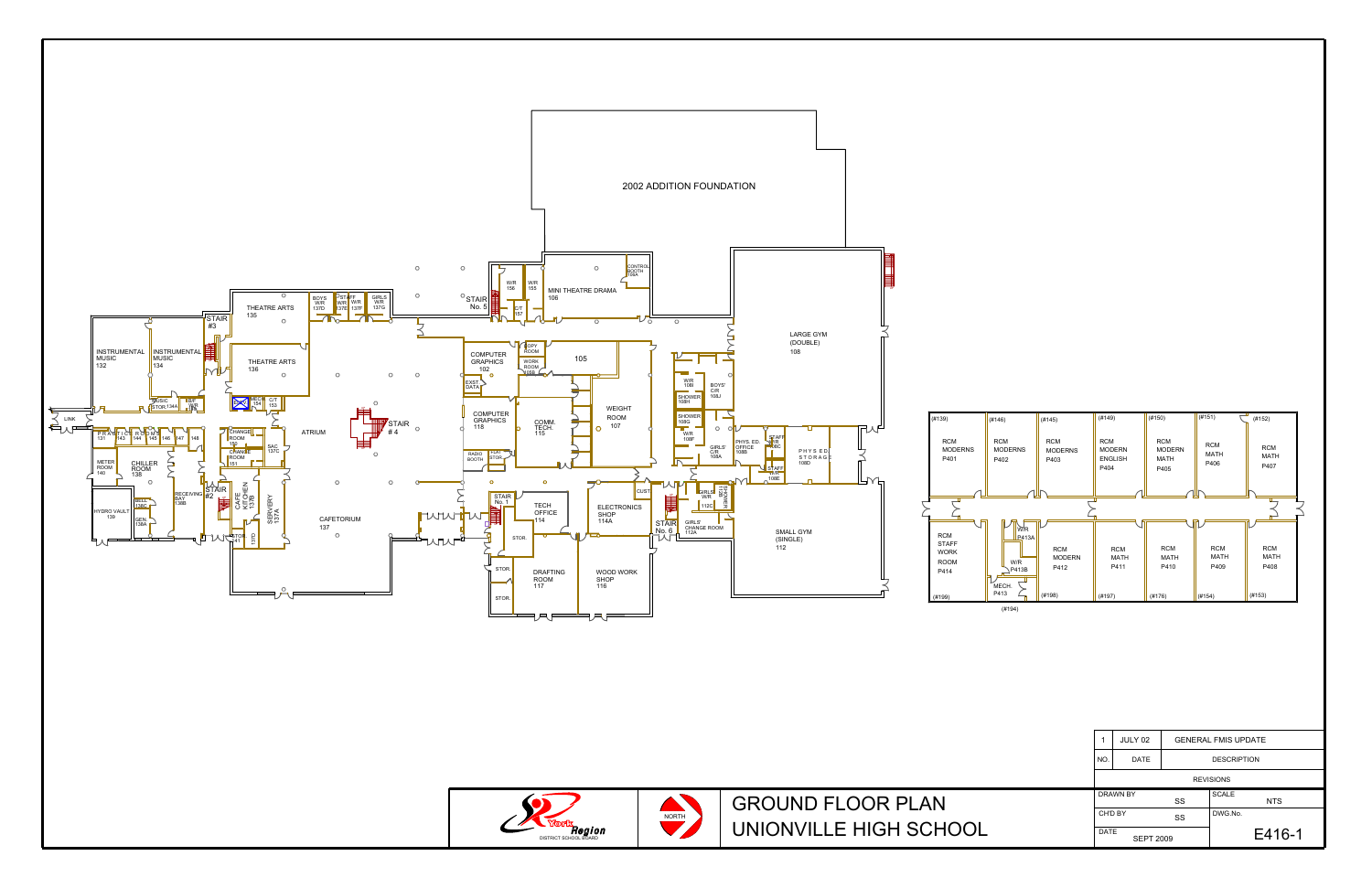# GROUND FLOOR PLAN
# UNIONVILLE HIGH SCHOOL

2002 ADDITION FOUNDATION

CONTROL BOOTH 106A

W/R 156

W/R 155

MINI THEATRE DRAMA 106

STAIR No. 5

C/T 157

BOYS W/R 137D

STAFF W/R 137E

W/R 137F

GIRLS W/R 137G

THEATRE ARTS 135

STAIR #3

INSTRUMENTAL MUSIC 132

INSTRUMENTAL MUSIC 134

THEATRE ARTS 136

MUSIC STOR.134A

C/T 153

LINK

PRACTICE ROOMS 131 143 144 145 146 147 148

CHANGE ROOM 150

CHANGE ROOM 151

SAC 137C

ATRIUM

STAIR # 4

METER ROOM 140

CHILLER ROOM 138

RECEIVING BAY 138B

STAIR #2

CAFE KITCHEN 137B

SERVERY 137A

HYDRO VAULT 139

GEN. 138A

STOR. 141

137D

CAFETORIUM 137

COMPUTER GRAPHICS 102

COPY ROOM

WORK ROOM 105B

105

EXST. DATA

COMPUTER GRAPHICS 118

COMM. TECH. 115

WEIGHT ROOM 107

RADIO BOOTH

PLAT. STOR.

STAIR No. 1

TECH OFFICE 114

ELECTRONICS SHOP 114A

CUST.

STOR.

STOR.

DRAFTING ROOM 117

WOOD WORK SHOP 116

STOR.

STAIR No. 6

W/R 108I

BOYS' C/R 108J

SHOWER 108H

SHOWER 108G

W/R 108F

GIRLS' C/R 108A

PHYS. ED. OFFICE 108B

STAFF W/R 108C

STAFF W/R 108E

PHYS ED. STORAGE 108D

GIRLS W/R 112C

SHOWER 112B

GIRLS' CHANGE ROOM 112A

LARGE GYM (DOUBLE) 108

SMALL GYM (SINGLE) 112

(#139) RCM MODERNS P401

(#146) RCM MODERNS P402

(#145) RCM MODERNS P403

(#149) RCM MODERN ENGLISH P404

(#150) RCM MODERN MATH P405

(#151) RCM MATH P406

(#152) RCM MATH P407

RCM STAFF WORK ROOM P414

(#199)

W/R P413A

W/R P413B

MECH. P413

(#194)

RCM MODERN P412

(#198)

RCM MATH P411

(#197)

RCM MATH P410

(#176)

RCM MATH P409

(#154)

RCM MATH P408

(#153)

York Region DISTRICT SCHOOL BOARD

NORTH

| NO. | DATE | DESCRIPTION |
|---|---|---|
| 1 | JULY 02 | GENERAL FMIS UPDATE |

REVISIONS

| | | | |
|---|---|---|---|
| DRAWN BY | SS | SCALE | NTS |
| CH'D BY | SS | DWG.No. | |
| DATE | SEPT 2009 | | E416-1 |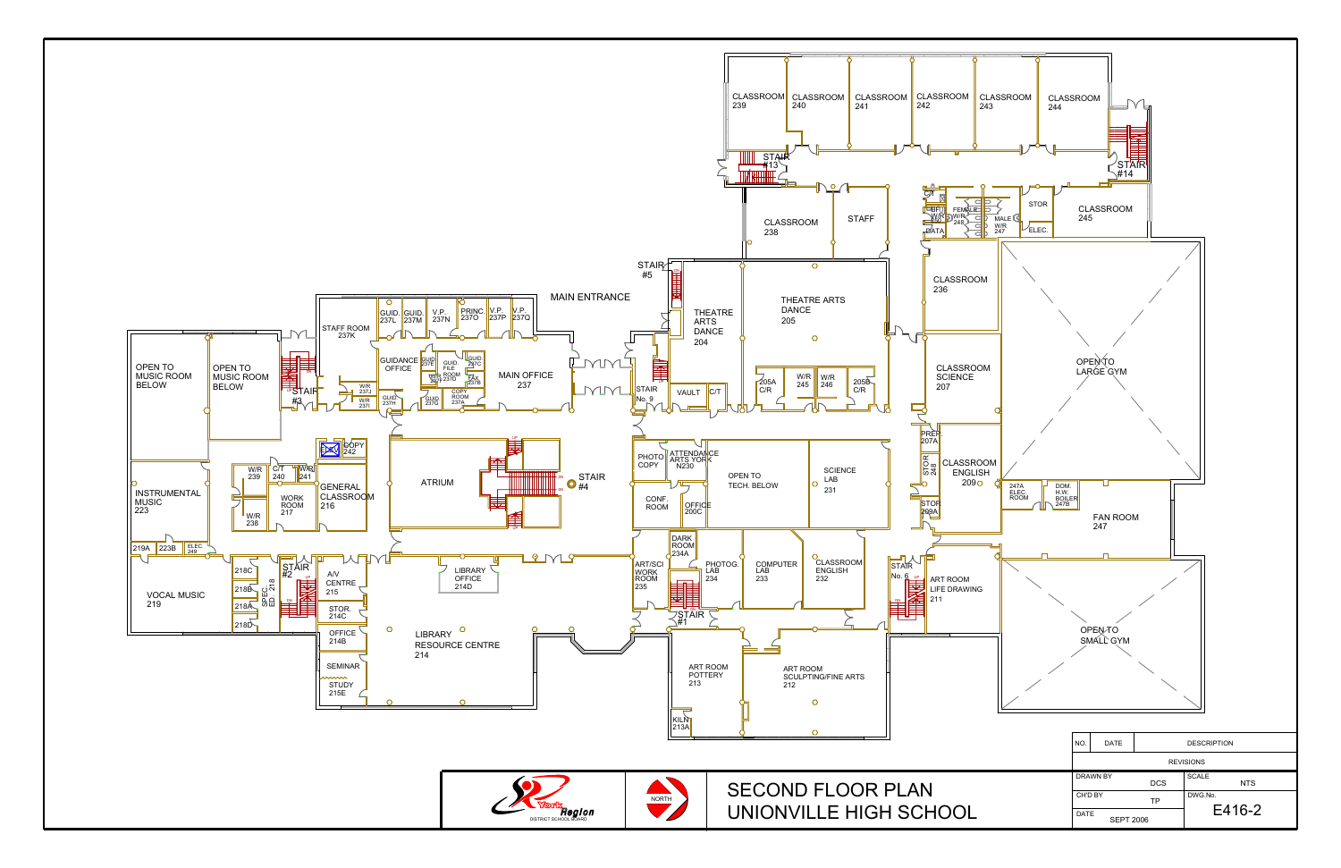# SECOND FLOOR PLAN
# UNIONVILLE HIGH SCHOOL

CLASSROOM 239
CLASSROOM 240
CLASSROOM 241
CLASSROOM 242
CLASSROOM 243
CLASSROOM 244
STAIR #13
STAIR #14
CLASSROOM 238
STAFF
FEMALE W/R 248
MALE W/R 247
STOR
ELEC.
DATA
CLASSROOM 245
STAIR #5
MAIN ENTRANCE
THEATRE ARTS DANCE 204
THEATRE ARTS DANCE 205
205A C/R
W/R 245
W/R 246
205B C/R
CLASSROOM 236
OPEN TO LARGE GYM
CLASSROOM SCIENCE 207
STAFF ROOM 237K
GUID. 237L
GUID. 237M
V.P. 237N
PRINC. 237O
V.P. 237P
V.P. 237Q
OPEN TO MUSIC ROOM BELOW
OPEN TO MUSIC ROOM BELOW
STAIR #3
GUIDANCE OFFICE
GUID. 237E
GUID. FILE ROOM 237D
GUID. 237C
FAX 237B
COPY ROOM 237A
GUID. 237G
GUID. 237H
W/R 237J
W/R 237I
MAIN OFFICE 237
STAIR No. 9
VAULT
C/T
PREP. 207A
STOR 248
CLASSROOM ENGLISH 209
247A ELEC. ROOM
DOM. H.W. BOILER 247B
FAN ROOM 247
COPY 242
W/R 239
C/T 240
W/R 241
GENERAL CLASSROOM 216
WORK ROOM 217
W/R 238
INSTRUMENTAL MUSIC 223
ATRIUM
STAIR #4
PHOTO COPY
ATTENDANCE ARTS YORK N230
OPEN TO TECH. BELOW
SCIENCE LAB 231
CONF. ROOM
OFFICE 200C
STOR. 209A
219A
223B
ELEC. 249
218C
218B
218A
218D
SPEC. ED. 218
STAIR #2
A/V CENTRE 215
STOR. 214C
LIBRARY OFFICE 214D
VOCAL MUSIC 219
DARK ROOM 234A
ART/SCI WORK ROOM 235
PHOTOG. LAB 234
COMPUTER LAB 233
CLASSROOM ENGLISH 232
STAIR No. 6
ART ROOM LIFE DRAWING 211
OPEN TO SMALL GYM
STAIR #1
OFFICE 214B
LIBRARY RESOURCE CENTRE 214
SEMINAR
STUDY 215E
ART ROOM POTTERY 213
ART ROOM SCULPTING/FINE ARTS 212
KILN 213A

York Region District School Board

NORTH

| NO. | DATE | DESCRIPTION |
|---|---|---|
| | | REVISIONS |

| DRAWN BY | DCS | SCALE | NTS |
|---|---|---|---|
| CH'D BY | TP | DWG.No. | E416-2 |
| DATE | SEPT 2006 | | |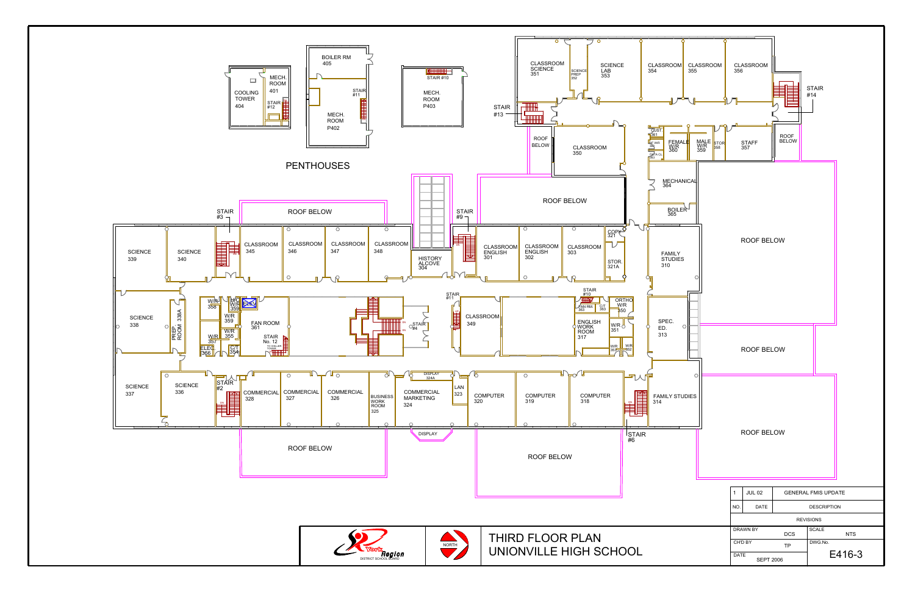# THIRD FLOOR PLAN
# UNIONVILLE HIGH SCHOOL

PENTHOUSES

BOILER RM 405

MECH. ROOM P402

STAIR #11

COOLING TOWER 404

MECH. ROOM 401

STAIR #12

STAIR #10

MECH. ROOM P403

STAIR #13

CLASSROOM SCIENCE 351

SCIENCE PREP 352

SCIENCE LAB 353

CLASSROOM 354

CLASSROOM 355

CLASSROOM 356

STAIR #14

ROOF BELOW

CLASSROOM 350

CUST. 361

FEMALE W/R 360

MALE W/R 359

STOR. 358

STAFF 357

ROOF BELOW

MECHANICAL 364

BOILER 365

ROOF BELOW

STAIR #3

ROOF BELOW

STAIR #9

SCIENCE 339

SCIENCE 340

CLASSROOM 345

CLASSROOM 346

CLASSROOM 347

CLASSROOM 348

HISTORY ALCOVE 304

CLASSROOM ENGLISH 301

CLASSROOM ENGLISH 302

CLASSROOM 303

COPY 321

STOR. 321A

FAMILY STUDIES 310

ROOF BELOW

SCIENCE 338

PREP ROOM 338A

W/R 358

H/C W/R 359

W/R 359

W/R 355

W/R 357

ELEC. 356

C/T 354

FAN ROOM 361

STAIR No. 12

STAIR #4

STAIR #11

CLASSROOM 349

STAIR #10

FAN RM 363

C/T 363

ORTHO W/R 350

ENGLISH WORK ROOM 317

W/R 351

W/R 352

SPEC. ED. 313

ROOF BELOW

SCIENCE 337

SCIENCE 336

STAIR #2

COMMERCIAL 328

COMMERCIAL 327

COMMERCIAL 326

BUSINESS WORK ROOM 325

DISPLAY 324A

COMMERCIAL MARKETING 324

LAN 323

COMPUTER 320

COMPUTER 319

COMPUTER 318

FAMILY STUDIES 314

STAIR #6

DISPLAY

ROOF BELOW

ROOF BELOW

ROOF BELOW

NORTH

York Region DISTRICT SCHOOL BOARD

| NO. | DATE | DESCRIPTION |
|---|---|---|
| 1 | JUL 02 | GENERAL FMIS UPDATE |

REVISIONS

| | | | |
|---|---|---|---|
| DRAWN BY | DCS | SCALE | NTS |
| CH'D BY | TP | DWG.No. | E416-3 |
| DATE | SEPT 2006 | | |